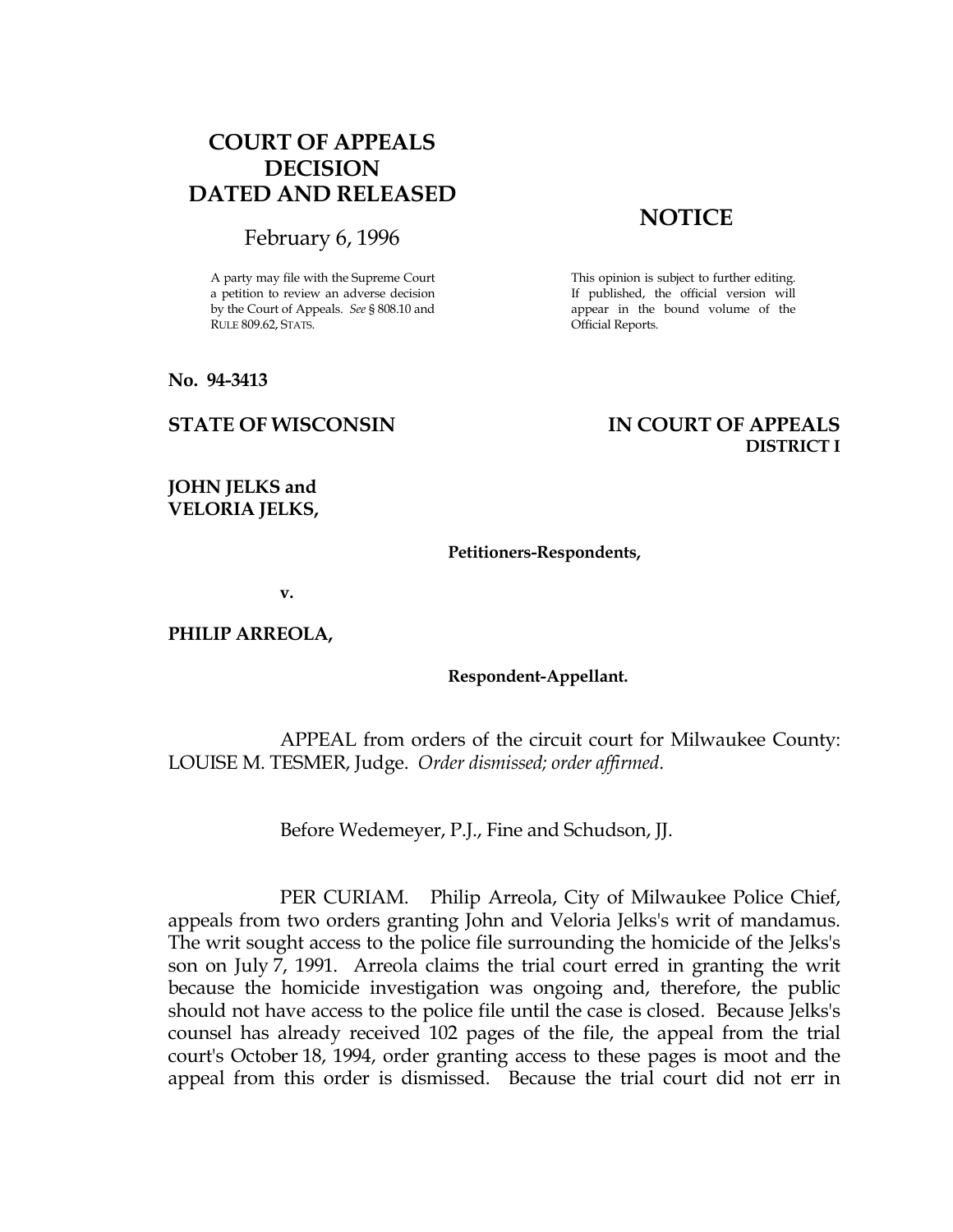# COURT OF APPEALS DECISION DATED AND RELEASED

February 6, 1996

A party may file with the Supreme Court a petition to review an adverse decision by the Court of Appeals. *See* § 808.10 and RULE 809.62, STATS.

## NOTICE

This opinion is subject to further editing. If published, the official version will appear in the bound volume of the Official Reports.

**No. 94-3413**

**STATE OF WISCONSIN** **IN COURT OF APPEALS**
**DISTRICT I**

**JOHN JELKS and**
**VELORIA JELKS,**

**Petitioners-Respondents,**

**v.**

**PHILIP ARREOLA,**

**Respondent-Appellant.**

APPEAL from orders of the circuit court for Milwaukee County: LOUISE M. TESMER, Judge. *Order dismissed; order affirmed*.

Before Wedemeyer, P.J., Fine and Schudson, JJ.

PER CURIAM. Philip Arreola, City of Milwaukee Police Chief, appeals from two orders granting John and Veloria Jelks's writ of mandamus. The writ sought access to the police file surrounding the homicide of the Jelks's son on July 7, 1991. Arreola claims the trial court erred in granting the writ because the homicide investigation was ongoing and, therefore, the public should not have access to the police file until the case is closed. Because Jelks's counsel has already received 102 pages of the file, the appeal from the trial court's October 18, 1994, order granting access to these pages is moot and the appeal from this order is dismissed. Because the trial court did not err in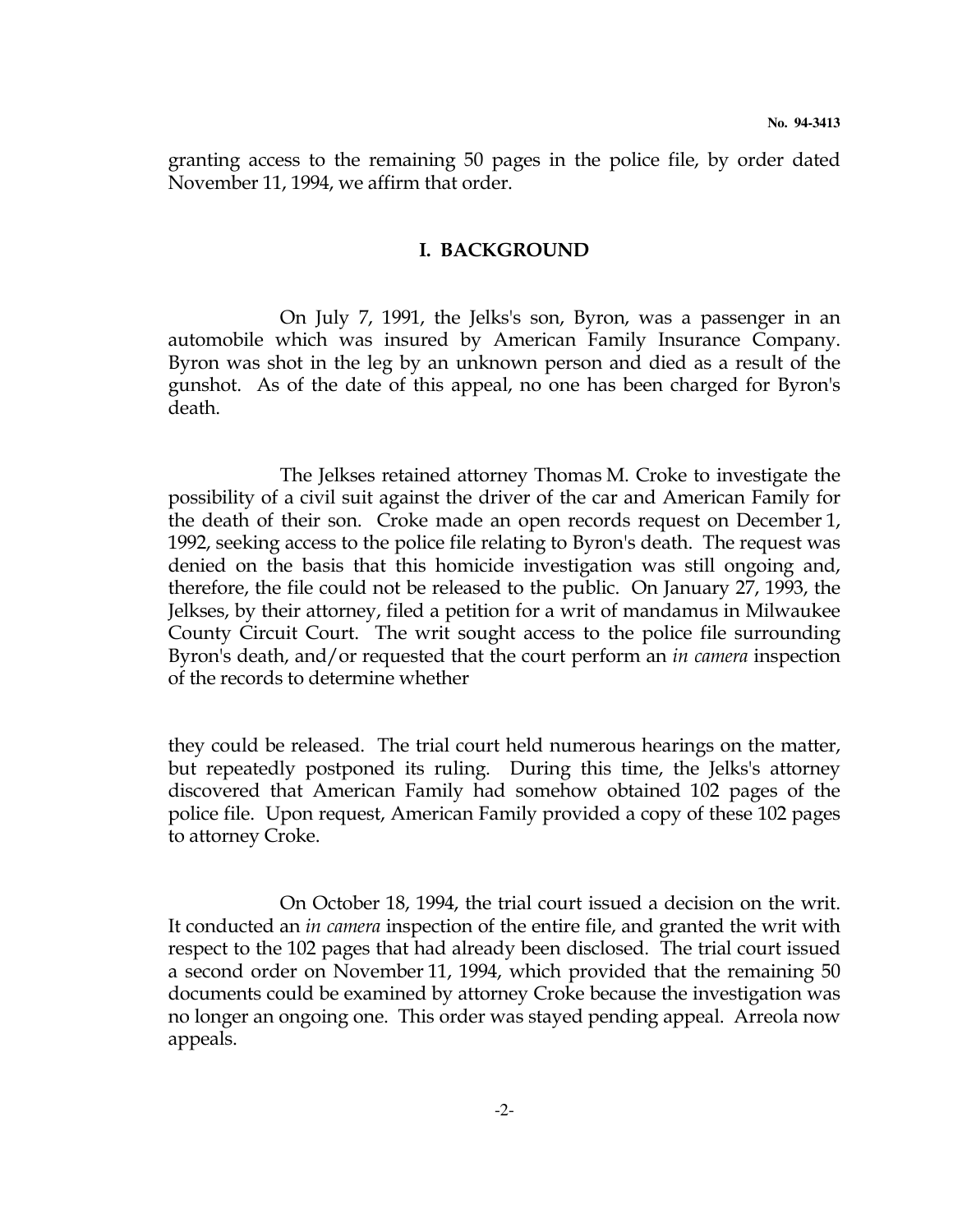granting access to the remaining 50 pages in the police file, by order dated November 11, 1994, we affirm that order.

## I. BACKGROUND

On July 7, 1991, the Jelks's son, Byron, was a passenger in an automobile which was insured by American Family Insurance Company. Byron was shot in the leg by an unknown person and died as a result of the gunshot. As of the date of this appeal, no one has been charged for Byron's death.

The Jelkses retained attorney Thomas M. Croke to investigate the possibility of a civil suit against the driver of the car and American Family for the death of their son. Croke made an open records request on December 1, 1992, seeking access to the police file relating to Byron's death. The request was denied on the basis that this homicide investigation was still ongoing and, therefore, the file could not be released to the public. On January 27, 1993, the Jelkses, by their attorney, filed a petition for a writ of mandamus in Milwaukee County Circuit Court. The writ sought access to the police file surrounding Byron's death, and/or requested that the court perform an *in camera* inspection of the records to determine whether they could be released. The trial court held numerous hearings on the matter, but repeatedly postponed its ruling. During this time, the Jelks's attorney discovered that American Family had somehow obtained 102 pages of the police file. Upon request, American Family provided a copy of these 102 pages to attorney Croke.

On October 18, 1994, the trial court issued a decision on the writ. It conducted an *in camera* inspection of the entire file, and granted the writ with respect to the 102 pages that had already been disclosed. The trial court issued a second order on November 11, 1994, which provided that the remaining 50 documents could be examined by attorney Croke because the investigation was no longer an ongoing one. This order was stayed pending appeal. Arreola now appeals.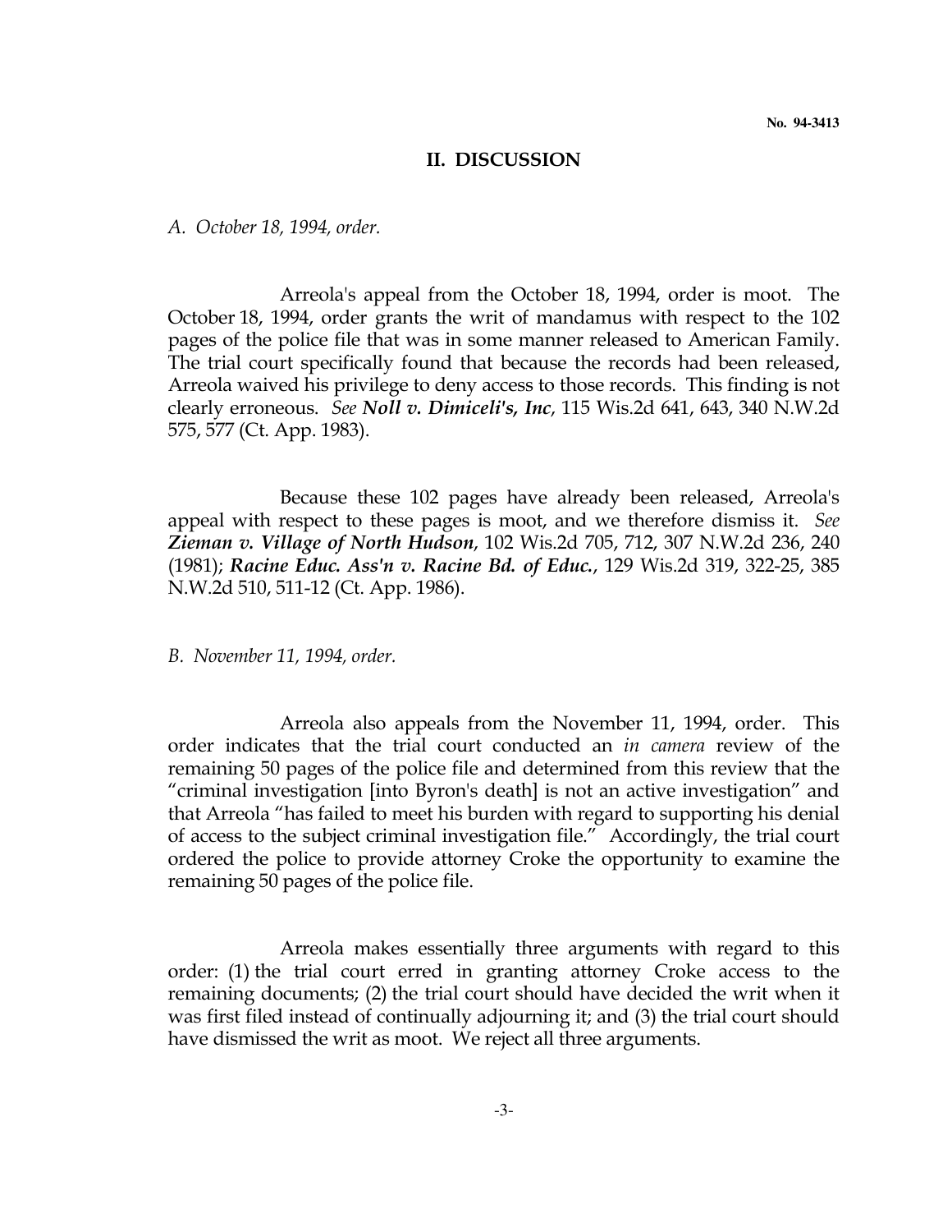## II. DISCUSSION

*A. October 18, 1994, order.*

Arreola's appeal from the October 18, 1994, order is moot. The October 18, 1994, order grants the writ of mandamus with respect to the 102 pages of the police file that was in some manner released to American Family. The trial court specifically found that because the records had been released, Arreola waived his privilege to deny access to those records. This finding is not clearly erroneous. *See* ***Noll v. Dimiceli's, Inc***, 115 Wis.2d 641, 643, 340 N.W.2d 575, 577 (Ct. App. 1983).

Because these 102 pages have already been released, Arreola's appeal with respect to these pages is moot, and we therefore dismiss it. *See* ***Zieman v. Village of North Hudson***, 102 Wis.2d 705, 712, 307 N.W.2d 236, 240 (1981); ***Racine Educ. Ass'n v. Racine Bd. of Educ.***, 129 Wis.2d 319, 322-25, 385 N.W.2d 510, 511-12 (Ct. App. 1986).

*B. November 11, 1994, order.*

Arreola also appeals from the November 11, 1994, order. This order indicates that the trial court conducted an *in camera* review of the remaining 50 pages of the police file and determined from this review that the "criminal investigation [into Byron's death] is not an active investigation" and that Arreola "has failed to meet his burden with regard to supporting his denial of access to the subject criminal investigation file." Accordingly, the trial court ordered the police to provide attorney Croke the opportunity to examine the remaining 50 pages of the police file.

Arreola makes essentially three arguments with regard to this order: (1) the trial court erred in granting attorney Croke access to the remaining documents; (2) the trial court should have decided the writ when it was first filed instead of continually adjourning it; and (3) the trial court should have dismissed the writ as moot. We reject all three arguments.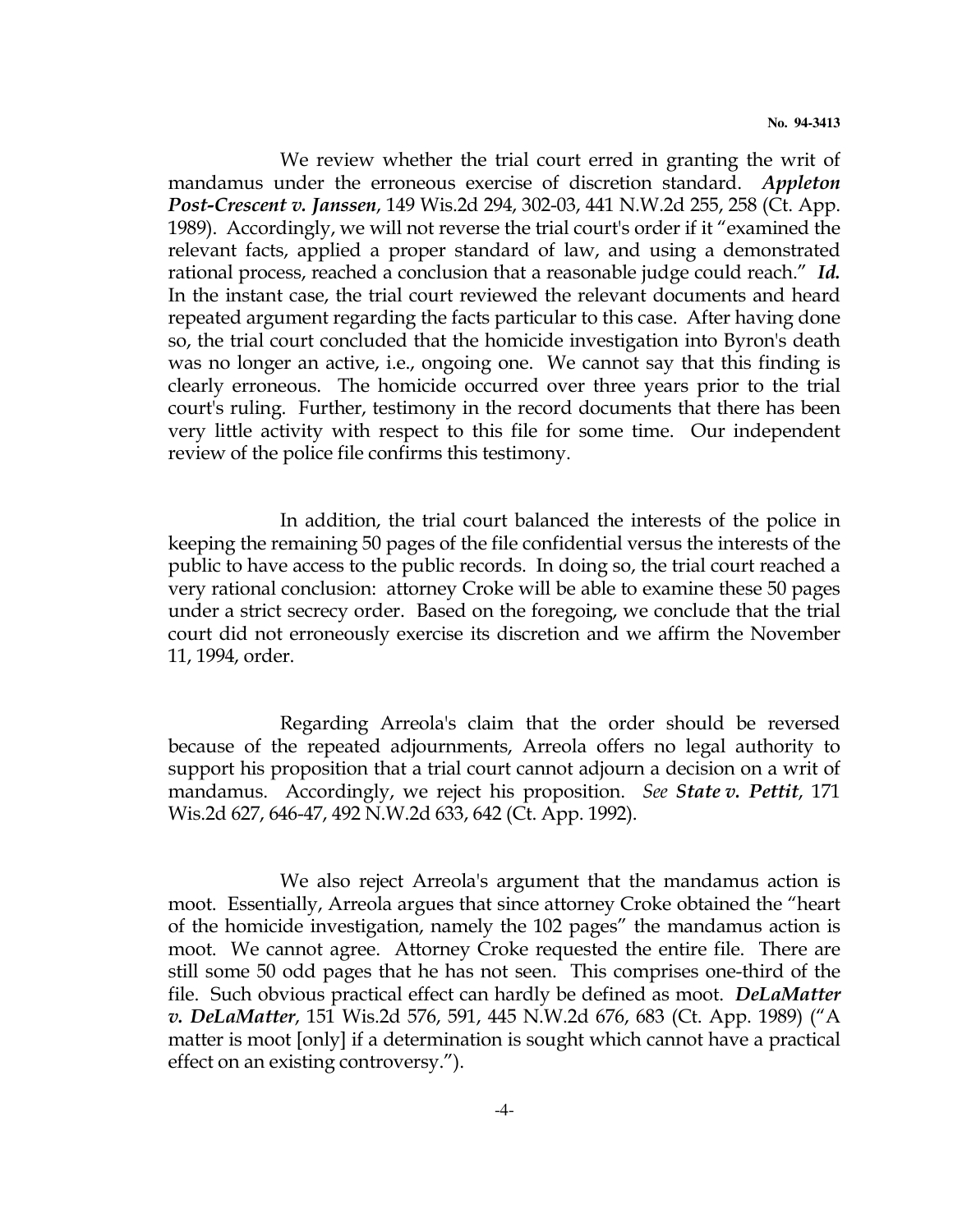We review whether the trial court erred in granting the writ of mandamus under the erroneous exercise of discretion standard. ***Appleton Post-Crescent v. Janssen***, 149 Wis.2d 294, 302-03, 441 N.W.2d 255, 258 (Ct. App. 1989). Accordingly, we will not reverse the trial court's order if it "examined the relevant facts, applied a proper standard of law, and using a demonstrated rational process, reached a conclusion that a reasonable judge could reach." ***Id.*** In the instant case, the trial court reviewed the relevant documents and heard repeated argument regarding the facts particular to this case. After having done so, the trial court concluded that the homicide investigation into Byron's death was no longer an active, i.e., ongoing one. We cannot say that this finding is clearly erroneous. The homicide occurred over three years prior to the trial court's ruling. Further, testimony in the record documents that there has been very little activity with respect to this file for some time. Our independent review of the police file confirms this testimony.

In addition, the trial court balanced the interests of the police in keeping the remaining 50 pages of the file confidential versus the interests of the public to have access to the public records. In doing so, the trial court reached a very rational conclusion: attorney Croke will be able to examine these 50 pages under a strict secrecy order. Based on the foregoing, we conclude that the trial court did not erroneously exercise its discretion and we affirm the November 11, 1994, order.

Regarding Arreola's claim that the order should be reversed because of the repeated adjournments, Arreola offers no legal authority to support his proposition that a trial court cannot adjourn a decision on a writ of mandamus. Accordingly, we reject his proposition. *See* ***State v. Pettit***, 171 Wis.2d 627, 646-47, 492 N.W.2d 633, 642 (Ct. App. 1992).

We also reject Arreola's argument that the mandamus action is moot. Essentially, Arreola argues that since attorney Croke obtained the "heart of the homicide investigation, namely the 102 pages" the mandamus action is moot. We cannot agree. Attorney Croke requested the entire file. There are still some 50 odd pages that he has not seen. This comprises one-third of the file. Such obvious practical effect can hardly be defined as moot. ***DeLaMatter v. DeLaMatter***, 151 Wis.2d 576, 591, 445 N.W.2d 676, 683 (Ct. App. 1989) ("A matter is moot [only] if a determination is sought which cannot have a practical effect on an existing controversy.").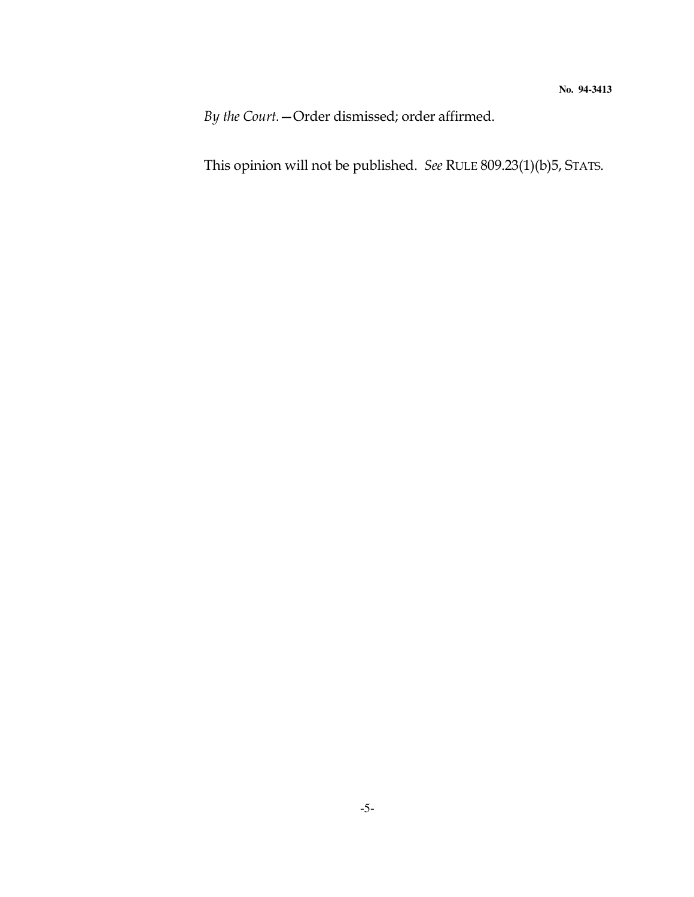*By the Court.*—Order dismissed; order affirmed.

This opinion will not be published. *See* RULE 809.23(1)(b)5, STATS.